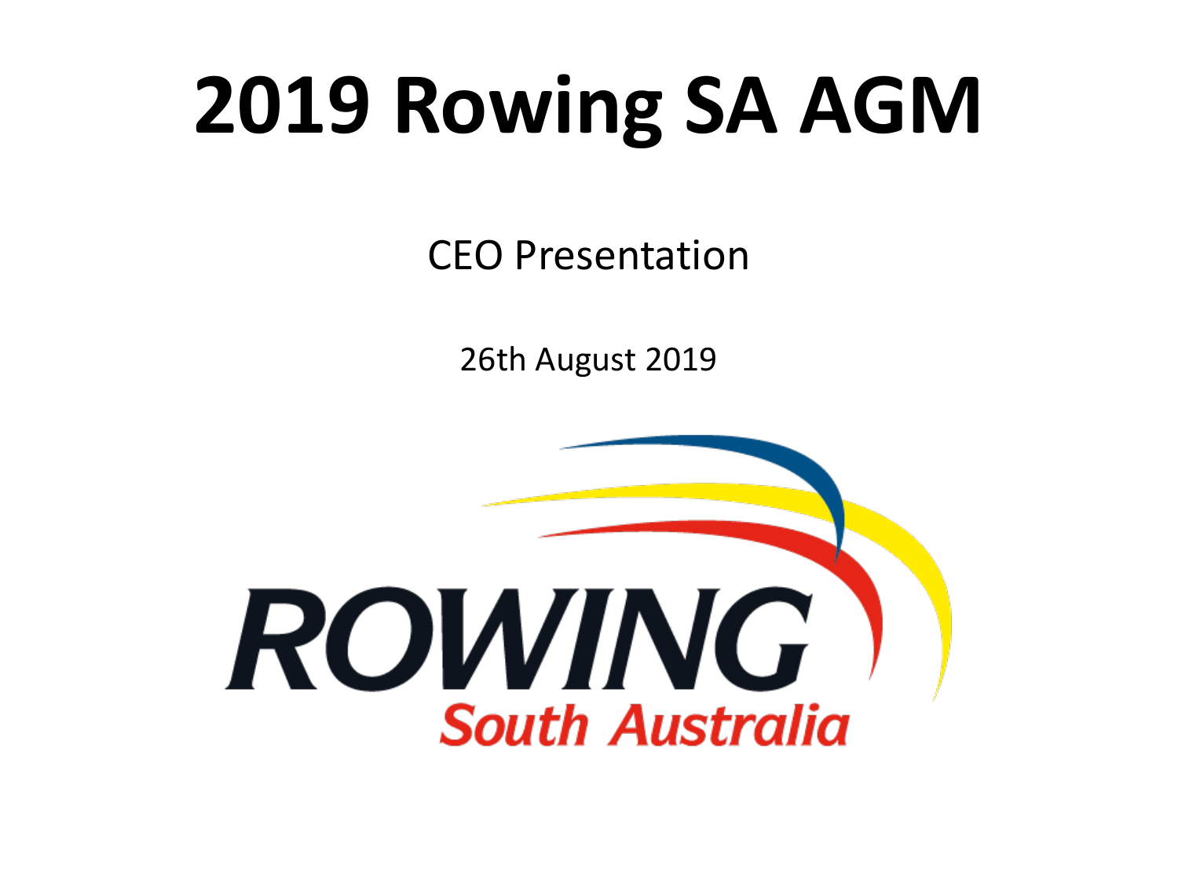# 2019 Rowing SA AGM

CEO Presentation

26th August 2019

ROWING
South Australia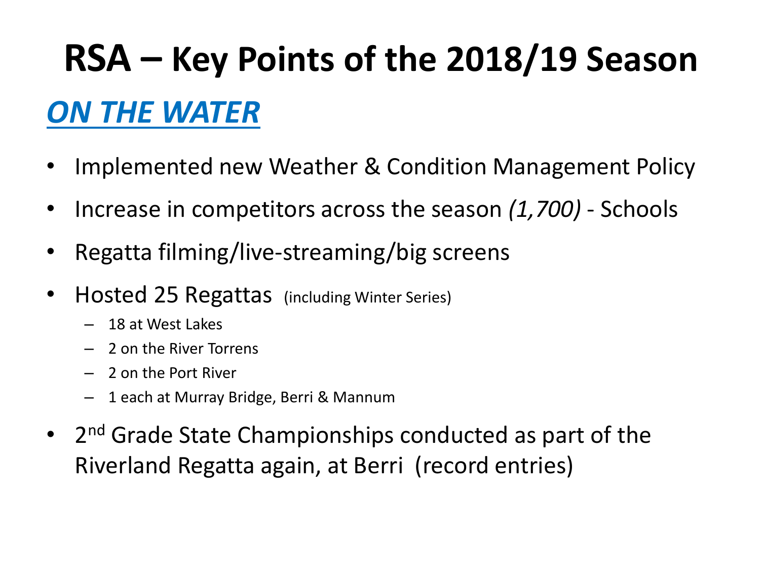# RSA – Key Points of the 2018/19 Season

## ***ON THE WATER***

- Implemented new Weather & Condition Management Policy
- Increase in competitors across the season *(1,700)* - Schools
- Regatta filming/live-streaming/big screens
- Hosted 25 Regattas (including Winter Series)
  - 18 at West Lakes
  - 2 on the River Torrens
  - 2 on the Port River
  - 1 each at Murray Bridge, Berri & Mannum
- 2nd Grade State Championships conducted as part of the Riverland Regatta again, at Berri (record entries)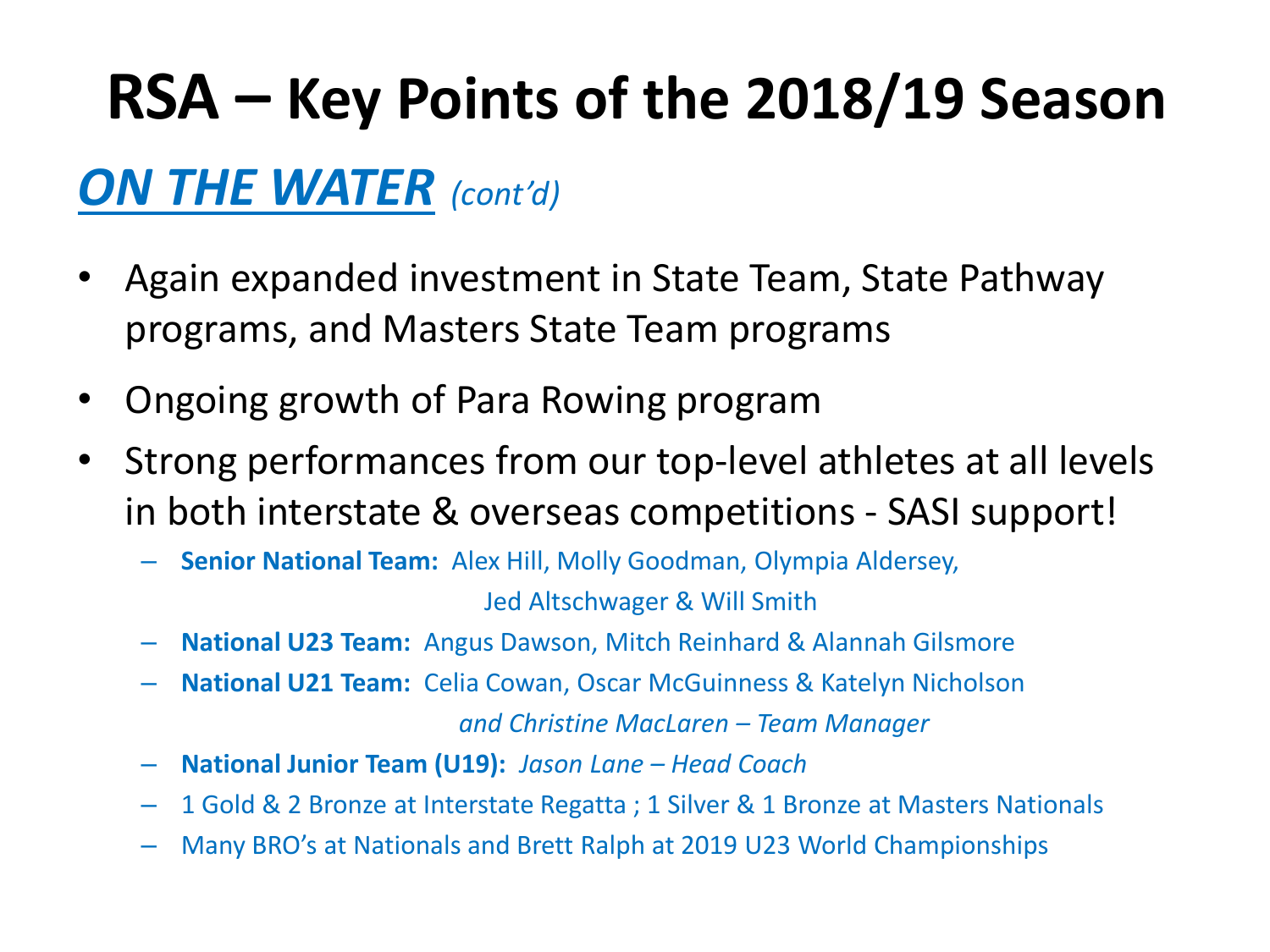# RSA – Key Points of the 2018/19 Season

## ***ON THE WATER*** *(cont'd)*

- Again expanded investment in State Team, State Pathway programs, and Masters State Team programs
- Ongoing growth of Para Rowing program
- Strong performances from our top-level athletes at all levels in both interstate & overseas competitions - SASI support!
  - **Senior National Team:** Alex Hill, Molly Goodman, Olympia Aldersey, Jed Altschwager & Will Smith
  - **National U23 Team:** Angus Dawson, Mitch Reinhard & Alannah Gilsmore
  - **National U21 Team:** Celia Cowan, Oscar McGuinness & Katelyn Nicholson *and Christine MacLaren – Team Manager*
  - **National Junior Team (U19):** *Jason Lane – Head Coach*
  - 1 Gold & 2 Bronze at Interstate Regatta ; 1 Silver & 1 Bronze at Masters Nationals
  - Many BRO's at Nationals and Brett Ralph at 2019 U23 World Championships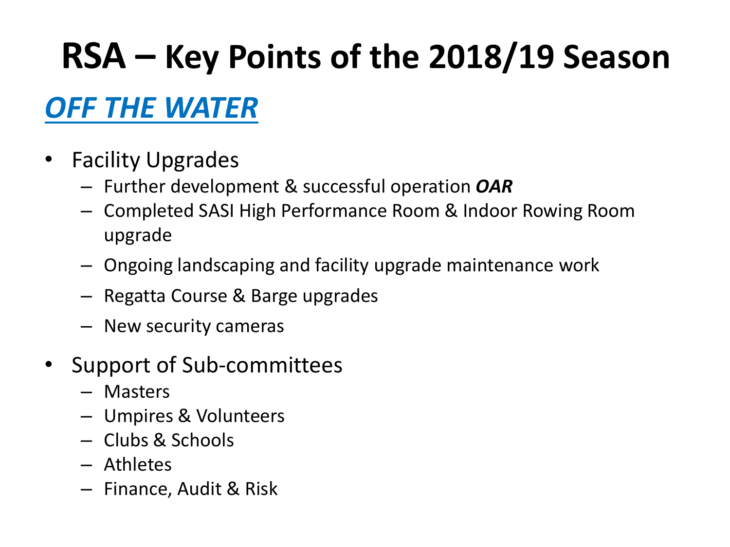# RSA – Key Points of the 2018/19 Season

## *OFF THE WATER*

- Facility Upgrades
  - Further development & successful operation ***OAR***
  - Completed SASI High Performance Room & Indoor Rowing Room upgrade
  - Ongoing landscaping and facility upgrade maintenance work
  - Regatta Course & Barge upgrades
  - New security cameras
- Support of Sub-committees
  - Masters
  - Umpires & Volunteers
  - Clubs & Schools
  - Athletes
  - Finance, Audit & Risk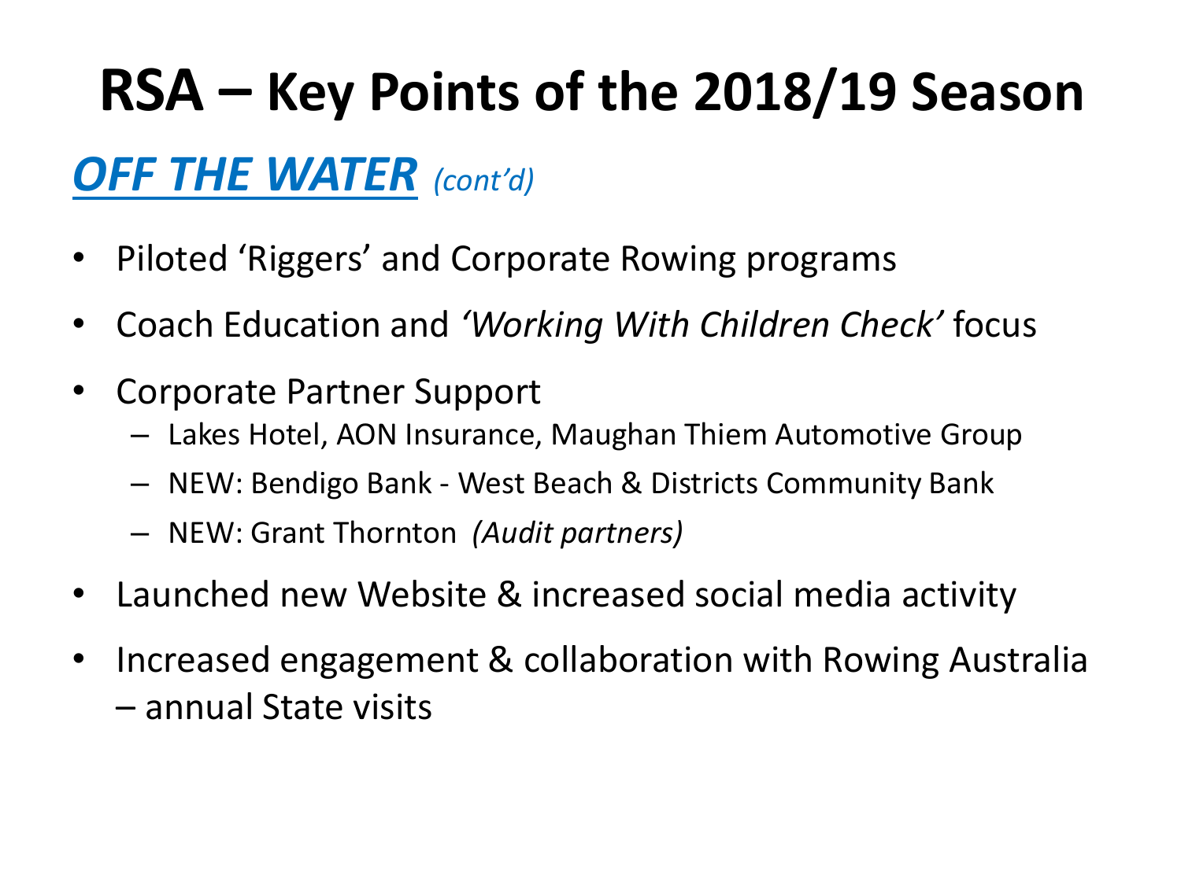# RSA – Key Points of the 2018/19 Season

## ***OFF THE WATER*** *(cont'd)*

- Piloted 'Riggers' and Corporate Rowing programs
- Coach Education and *'Working With Children Check'* focus
- Corporate Partner Support
  - Lakes Hotel, AON Insurance, Maughan Thiem Automotive Group
  - NEW: Bendigo Bank - West Beach & Districts Community Bank
  - NEW: Grant Thornton *(Audit partners)*
- Launched new Website & increased social media activity
- Increased engagement & collaboration with Rowing Australia – annual State visits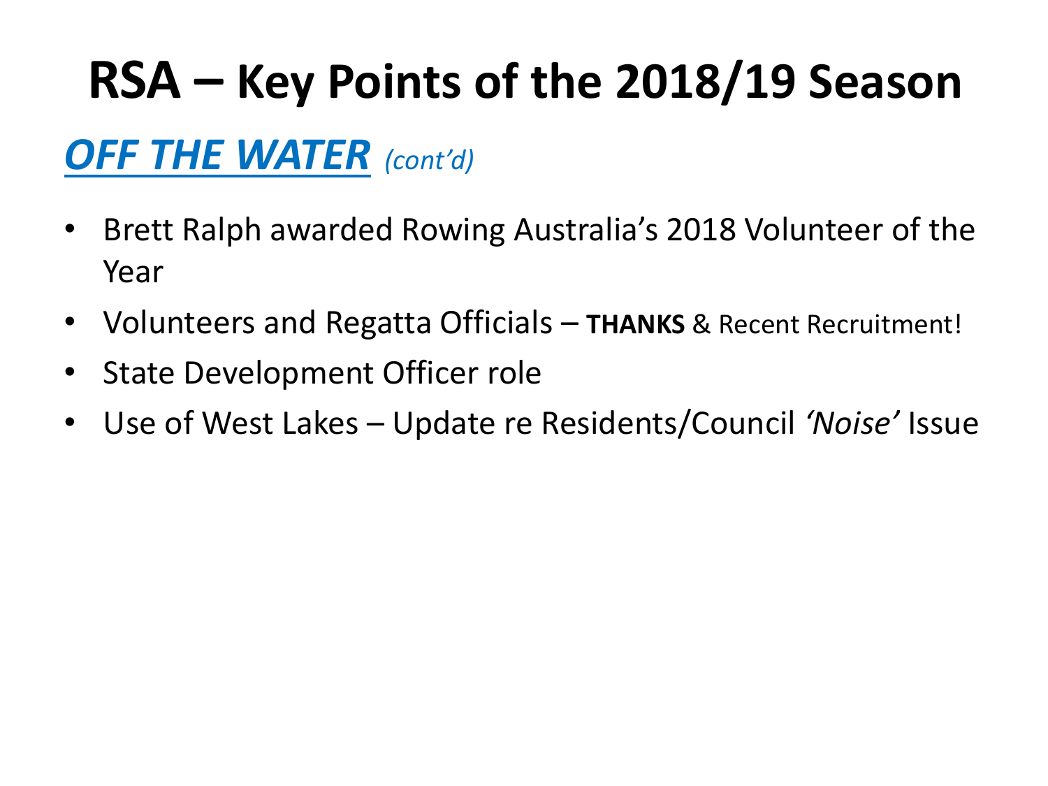# RSA – Key Points of the 2018/19 Season

## ***OFF THE WATER*** *(cont'd)*

- Brett Ralph awarded Rowing Australia's 2018 Volunteer of the Year
- Volunteers and Regatta Officials – **THANKS** & Recent Recruitment!
- State Development Officer role
- Use of West Lakes – Update re Residents/Council *'Noise'* Issue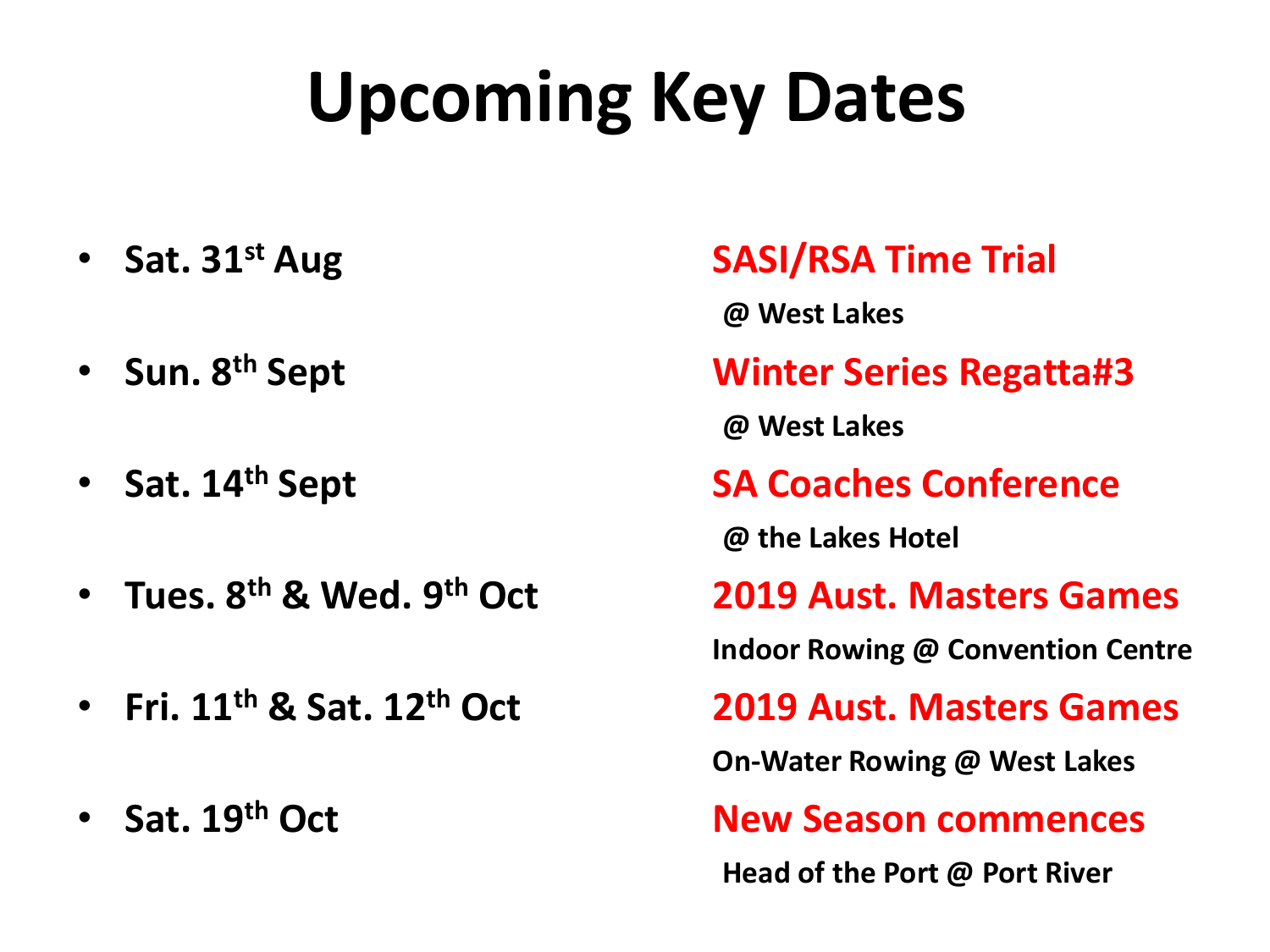# Upcoming Key Dates

- **Sat. 31st Aug** — **SASI/RSA Time Trial**
  **@ West Lakes**
- **Sun. 8th Sept** — **Winter Series Regatta#3**
  **@ West Lakes**
- **Sat. 14th Sept** — **SA Coaches Conference**
  **@ the Lakes Hotel**
- **Tues. 8th & Wed. 9th Oct** — **2019 Aust. Masters Games**
  **Indoor Rowing @ Convention Centre**
- **Fri. 11th & Sat. 12th Oct** — **2019 Aust. Masters Games**
  **On-Water Rowing @ West Lakes**
- **Sat. 19th Oct** — **New Season commences**
  **Head of the Port @ Port River**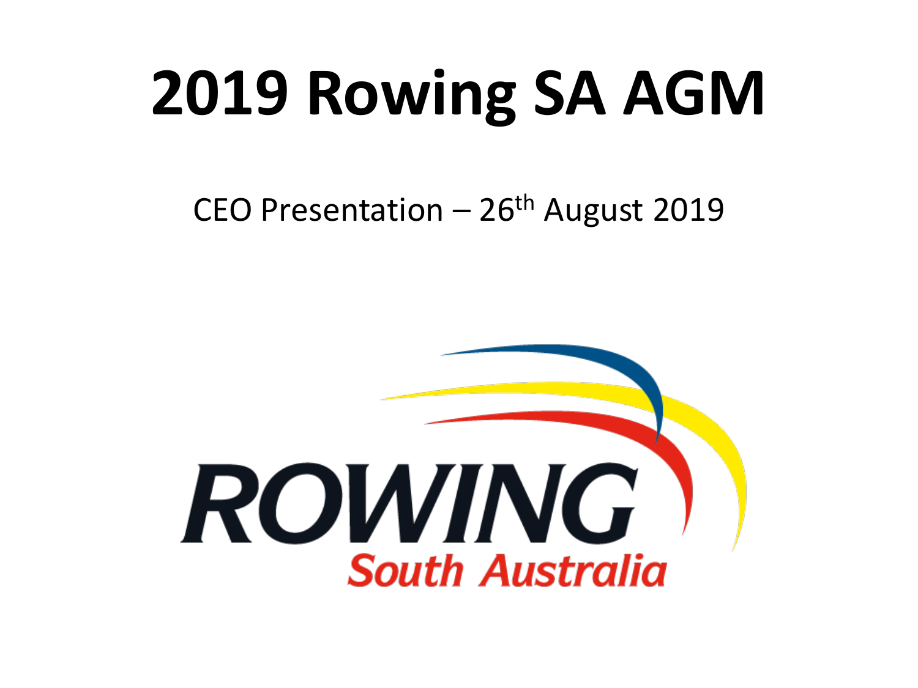# 2019 Rowing SA AGM

CEO Presentation – 26th August 2019

ROWING

South Australia